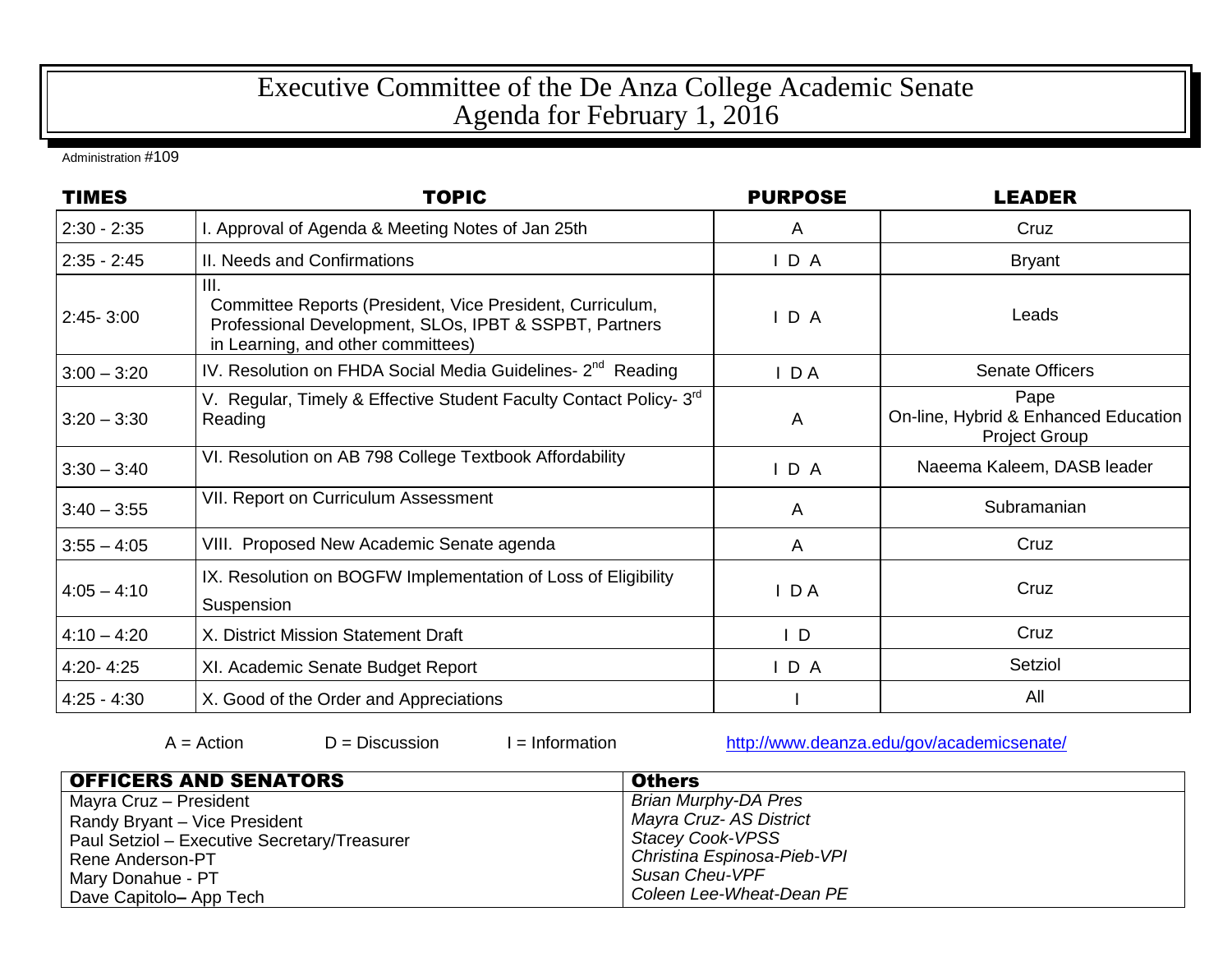# Executive Committee of the De Anza College Academic Senate
# Agenda for February 1, 2016

Administration #109

| TIMES | TOPIC | PURPOSE | LEADER |
|---|---|---|---|
| 2:30 - 2:35 | I. Approval of Agenda & Meeting Notes of Jan 25th | A | Cruz |
| 2:35 - 2:45 | II. Needs and Confirmations | I D A | Bryant |
| 2:45- 3:00 | III. Committee Reports (President, Vice President, Curriculum, Professional Development, SLOs, IPBT & SSPBT, Partners in Learning, and other committees) | I D A | Leads |
| 3:00 – 3:20 | IV. Resolution on FHDA Social Media Guidelines- 2nd Reading | I D A | Senate Officers |
| 3:20 – 3:30 | V. Regular, Timely & Effective Student Faculty Contact Policy- 3rd Reading | A | Pape On-line, Hybrid & Enhanced Education Project Group |
| 3:30 – 3:40 | VI. Resolution on AB 798 College Textbook Affordability | I D A | Naeema Kaleem, DASB leader |
| 3:40 – 3:55 | VII. Report on Curriculum Assessment | A | Subramanian |
| 3:55 – 4:05 | VIII. Proposed New Academic Senate agenda | A | Cruz |
| 4:05 – 4:10 | IX. Resolution on BOGFW Implementation of Loss of Eligibility Suspension | I D A | Cruz |
| 4:10 – 4:20 | X. District Mission Statement Draft | I D | Cruz |
| 4:20- 4:25 | XI. Academic Senate Budget Report | I D A | Setziol |
| 4:25 - 4:30 | X. Good of the Order and Appreciations | I | All |

A = Action D = Discussion I = Information http://www.deanza.edu/gov/academicsenate/

| OFFICERS AND SENATORS | Others |
|---|---|
| Mayra Cruz – President | *Brian Murphy-DA Pres* |
| Randy Bryant – Vice President | *Mayra Cruz- AS District* |
| Paul Setziol – Executive Secretary/Treasurer | *Stacey Cook-VPSS* |
| Rene Anderson-PT | *Christina Espinosa-Pieb-VPI* |
| Mary Donahue - PT | *Susan Cheu-VPF* |
| Dave Capitolo– App Tech | *Coleen Lee-Wheat-Dean PE* |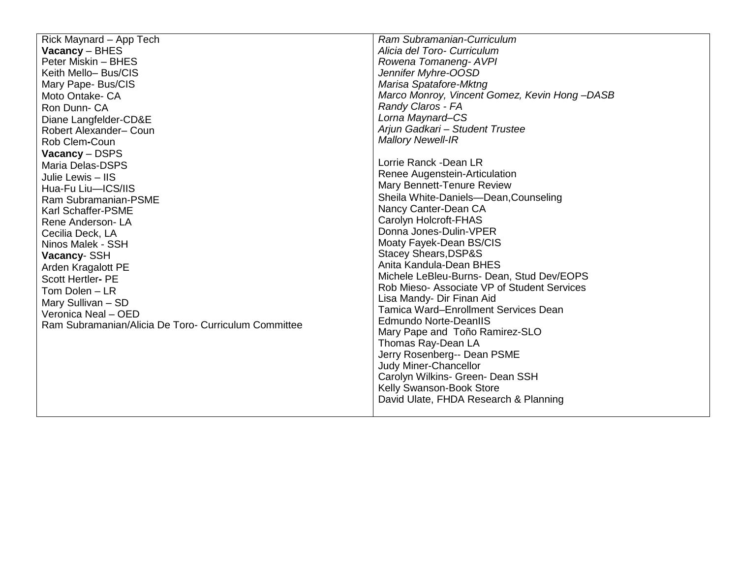| | |
|---|---|
| Rick Maynard – App Tech<br>**Vacancy** – BHES<br>Peter Miskin – BHES<br>Keith Mello– Bus/CIS<br>Mary Pape- Bus/CIS<br>Moto Ontake- CA<br>Ron Dunn- CA<br>Diane Langfelder-CD&E<br>Robert Alexander– Coun<br>Rob Clem**-**Coun<br>**Vacancy** – DSPS<br>Maria Delas-DSPS<br>Julie Lewis – IIS<br>Hua-Fu Liu—ICS/IIS<br>Ram Subramanian-PSME<br>Karl Schaffer-PSME<br>Rene Anderson- LA<br>Cecilia Deck, LA<br>Ninos Malek - SSH<br>**Vacancy**- SSH<br>Arden Kragalott PE<br>Scott Hertler**-** PE<br>Tom Dolen – LR<br>Mary Sullivan – SD<br>Veronica Neal – OED<br>Ram Subramanian/Alicia De Toro- Curriculum Committee | *Ram Subramanian-Curriculum*<br>*Alicia del Toro- Curriculum*<br>*Rowena Tomaneng- AVPI*<br>*Jennifer Myhre-OOSD*<br>*Marisa Spatafore-Mktng*<br>*Marco Monroy, Vincent Gomez, Kevin Hong –DASB*<br>*Randy Claros - FA*<br>*Lorna Maynard–CS*<br>*Arjun Gadkari – Student Trustee*<br>*Mallory Newell-IR*<br><br>Lorrie Ranck -Dean LR<br>Renee Augenstein-Articulation<br>Mary Bennett-Tenure Review<br>Sheila White-Daniels—Dean,Counseling<br>Nancy Canter-Dean CA<br>Carolyn Holcroft-FHAS<br>Donna Jones-Dulin-VPER<br>Moaty Fayek-Dean BS/CIS<br>Stacey Shears,DSP&S<br>Anita Kandula-Dean BHES<br>Michele LeBleu-Burns- Dean, Stud Dev/EOPS<br>Rob Mieso- Associate VP of Student Services<br>Lisa Mandy- Dir Finan Aid<br>Tamica Ward–Enrollment Services Dean<br>Edmundo Norte-DeanIIS<br>Mary Pape and Toño Ramirez-SLO<br>Thomas Ray-Dean LA<br>Jerry Rosenberg-- Dean PSME<br>Judy Miner-Chancellor<br>Carolyn Wilkins- Green- Dean SSH<br>Kelly Swanson-Book Store<br>David Ulate, FHDA Research & Planning |